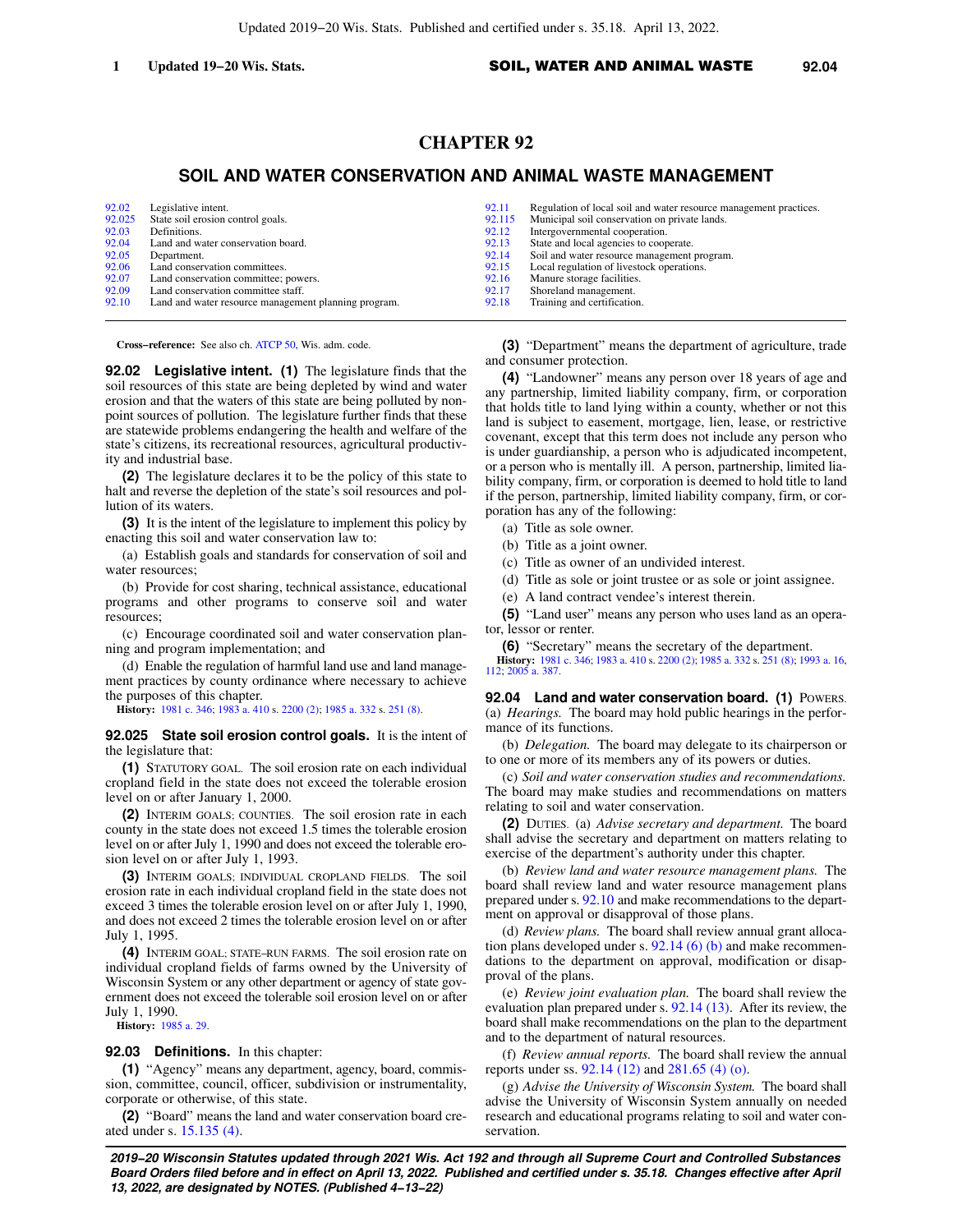# CHAPTER 92

## SOIL AND WATER CONSERVATION AND ANIMAL WASTE MANAGEMENT

| | | | |
|---|---|---|---|
| 92.02 | Legislative intent. | 92.11 | Regulation of local soil and water resource management practices. |
| 92.025 | State soil erosion control goals. | 92.115 | Municipal soil conservation on private lands. |
| 92.03 | Definitions. | 92.12 | Intergovernmental cooperation. |
| 92.04 | Land and water conservation board. | 92.13 | State and local agencies to cooperate. |
| 92.05 | Department. | 92.14 | Soil and water resource management program. |
| 92.06 | Land conservation committees. | 92.15 | Local regulation of livestock operations. |
| 92.07 | Land conservation committee; powers. | 92.16 | Manure storage facilities. |
| 92.09 | Land conservation committee staff. | 92.17 | Shoreland management. |
| 92.10 | Land and water resource management planning program. | 92.18 | Training and certification. |

**Cross−reference:** See also ch. ATCP 50, Wis. adm. code.

**92.02 Legislative intent. (1)** The legislature finds that the soil resources of this state are being depleted by wind and water erosion and that the waters of this state are being polluted by nonpoint sources of pollution. The legislature further finds that these are statewide problems endangering the health and welfare of the state's citizens, its recreational resources, agricultural productivity and industrial base.

**(2)** The legislature declares it to be the policy of this state to halt and reverse the depletion of the state's soil resources and pollution of its waters.

**(3)** It is the intent of the legislature to implement this policy by enacting this soil and water conservation law to:

(a) Establish goals and standards for conservation of soil and water resources;

(b) Provide for cost sharing, technical assistance, educational programs and other programs to conserve soil and water resources;

(c) Encourage coordinated soil and water conservation planning and program implementation; and

(d) Enable the regulation of harmful land use and land management practices by county ordinance where necessary to achieve the purposes of this chapter.

**History:** 1981 c. 346; 1983 a. 410 s. 2200 (2); 1985 a. 332 s. 251 (8).

**92.025 State soil erosion control goals.** It is the intent of the legislature that:

**(1)** STATUTORY GOAL. The soil erosion rate on each individual cropland field in the state does not exceed the tolerable erosion level on or after January 1, 2000.

**(2)** INTERIM GOALS; COUNTIES. The soil erosion rate in each county in the state does not exceed 1.5 times the tolerable erosion level on or after July 1, 1990 and does not exceed the tolerable erosion level on or after July 1, 1993.

**(3)** INTERIM GOALS; INDIVIDUAL CROPLAND FIELDS. The soil erosion rate in each individual cropland field in the state does not exceed 3 times the tolerable erosion level on or after July 1, 1990, and does not exceed 2 times the tolerable erosion level on or after July 1, 1995.

**(4)** INTERIM GOAL; STATE−RUN FARMS. The soil erosion rate on individual cropland fields of farms owned by the University of Wisconsin System or any other department or agency of state government does not exceed the tolerable soil erosion level on or after July 1, 1990.

**History:** 1985 a. 29.

**92.03 Definitions.** In this chapter:

**(1)** "Agency" means any department, agency, board, commission, committee, council, officer, subdivision or instrumentality, corporate or otherwise, of this state.

**(2)** "Board" means the land and water conservation board created under s. 15.135 (4).

**(3)** "Department" means the department of agriculture, trade and consumer protection.

**(4)** "Landowner" means any person over 18 years of age and any partnership, limited liability company, firm, or corporation that holds title to land lying within a county, whether or not this land is subject to easement, mortgage, lien, lease, or restrictive covenant, except that this term does not include any person who is under guardianship, a person who is adjudicated incompetent, or a person who is mentally ill. A person, partnership, limited liability company, firm, or corporation is deemed to hold title to land if the person, partnership, limited liability company, firm, or corporation has any of the following:

(a) Title as sole owner.

(b) Title as a joint owner.

(c) Title as owner of an undivided interest.

(d) Title as sole or joint trustee or as sole or joint assignee.

(e) A land contract vendee's interest therein.

**(5)** "Land user" means any person who uses land as an operator, lessor or renter.

**(6)** "Secretary" means the secretary of the department.

**History:** 1981 c. 346; 1983 a. 410 s. 2200 (2); 1985 a. 332 s. 251 (8); 1993 a. 16, 112; 2005 a. 387.

**92.04 Land and water conservation board. (1)** POWERS. (a) *Hearings.* The board may hold public hearings in the performance of its functions.

(b) *Delegation.* The board may delegate to its chairperson or to one or more of its members any of its powers or duties.

(c) *Soil and water conservation studies and recommendations.* The board may make studies and recommendations on matters relating to soil and water conservation.

**(2)** DUTIES. (a) *Advise secretary and department.* The board shall advise the secretary and department on matters relating to exercise of the department's authority under this chapter.

(b) *Review land and water resource management plans.* The board shall review land and water resource management plans prepared under s. 92.10 and make recommendations to the department on approval or disapproval of those plans.

(d) *Review plans.* The board shall review annual grant allocation plans developed under s. 92.14 (6) (b) and make recommendations to the department on approval, modification or disapproval of the plans.

(e) *Review joint evaluation plan.* The board shall review the evaluation plan prepared under s. 92.14 (13). After its review, the board shall make recommendations on the plan to the department and to the department of natural resources.

(f) *Review annual reports.* The board shall review the annual reports under ss. 92.14 (12) and 281.65 (4) (o).

(g) *Advise the University of Wisconsin System.* The board shall advise the University of Wisconsin System annually on needed research and educational programs relating to soil and water conservation.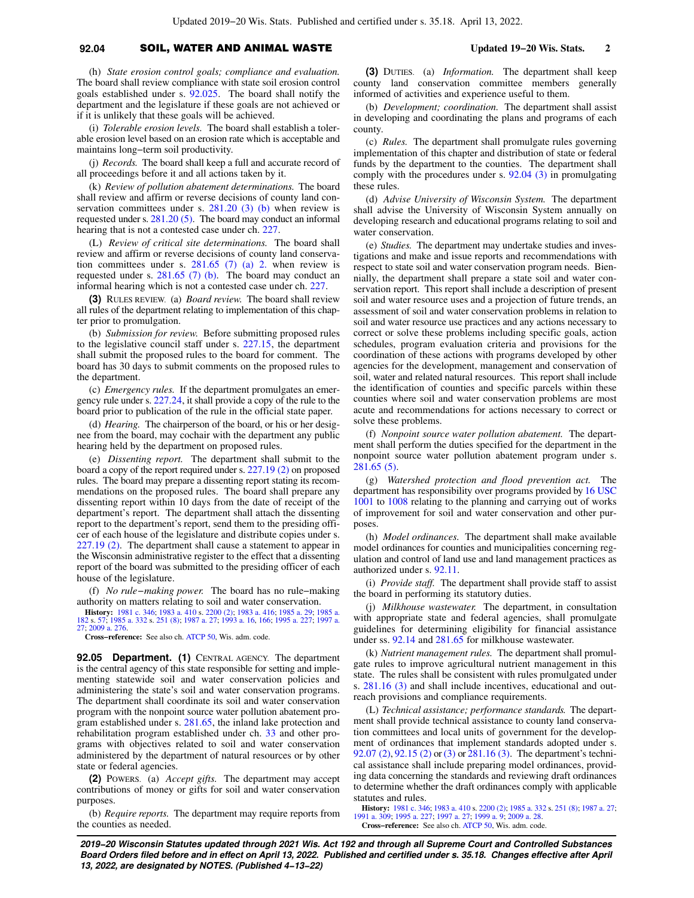(h) *State erosion control goals; compliance and evaluation.* The board shall review compliance with state soil erosion control goals established under s. 92.025. The board shall notify the department and the legislature if these goals are not achieved or if it is unlikely that these goals will be achieved.

(i) *Tolerable erosion levels.* The board shall establish a tolerable erosion level based on an erosion rate which is acceptable and maintains long−term soil productivity.

(j) *Records.* The board shall keep a full and accurate record of all proceedings before it and all actions taken by it.

(k) *Review of pollution abatement determinations.* The board shall review and affirm or reverse decisions of county land conservation committees under s. 281.20 (3) (b) when review is requested under s. 281.20 (5). The board may conduct an informal hearing that is not a contested case under ch. 227.

(L) *Review of critical site determinations.* The board shall review and affirm or reverse decisions of county land conservation committees under s. 281.65 (7) (a) 2. when review is requested under s. 281.65 (7) (b). The board may conduct an informal hearing which is not a contested case under ch. 227.

**(3)** RULES REVIEW. (a) *Board review.* The board shall review all rules of the department relating to implementation of this chapter prior to promulgation.

(b) *Submission for review.* Before submitting proposed rules to the legislative council staff under s. 227.15, the department shall submit the proposed rules to the board for comment. The board has 30 days to submit comments on the proposed rules to the department.

(c) *Emergency rules.* If the department promulgates an emergency rule under s. 227.24, it shall provide a copy of the rule to the board prior to publication of the rule in the official state paper.

(d) *Hearing.* The chairperson of the board, or his or her designee from the board, may cochair with the department any public hearing held by the department on proposed rules.

(e) *Dissenting report.* The department shall submit to the board a copy of the report required under s. 227.19 (2) on proposed rules. The board may prepare a dissenting report stating its recommendations on the proposed rules. The board shall prepare any dissenting report within 10 days from the date of receipt of the department's report. The department shall attach the dissenting report to the department's report, send them to the presiding officer of each house of the legislature and distribute copies under s. 227.19 (2). The department shall cause a statement to appear in the Wisconsin administrative register to the effect that a dissenting report of the board was submitted to the presiding officer of each house of the legislature.

(f) *No rule−making power.* The board has no rule−making authority on matters relating to soil and water conservation.

**History:** 1981 c. 346; 1983 a. 410 s. 2200 (2); 1983 a. 416; 1985 a. 29; 1985 a. 182 s. 57; 1985 a. 332 s. 251 (8); 1987 a. 27; 1993 a. 16, 166; 1995 a. 227; 1997 a. 27; 2009 a. 276.

**Cross−reference:** See also ch. ATCP 50, Wis. adm. code.

**92.05 Department. (1)** CENTRAL AGENCY. The department is the central agency of this state responsible for setting and implementing statewide soil and water conservation policies and administering the state's soil and water conservation programs. The department shall coordinate its soil and water conservation program with the nonpoint source water pollution abatement program established under s. 281.65, the inland lake protection and rehabilitation program established under ch. 33 and other programs with objectives related to soil and water conservation administered by the department of natural resources or by other state or federal agencies.

**(2)** POWERS. (a) *Accept gifts.* The department may accept contributions of money or gifts for soil and water conservation purposes.

(b) *Require reports.* The department may require reports from the counties as needed.

**(3)** DUTIES. (a) *Information.* The department shall keep county land conservation committee members generally informed of activities and experience useful to them.

(b) *Development; coordination.* The department shall assist in developing and coordinating the plans and programs of each county.

(c) *Rules.* The department shall promulgate rules governing implementation of this chapter and distribution of state or federal funds by the department to the counties. The department shall comply with the procedures under s. 92.04 (3) in promulgating these rules.

(d) *Advise University of Wisconsin System.* The department shall advise the University of Wisconsin System annually on developing research and educational programs relating to soil and water conservation.

(e) *Studies.* The department may undertake studies and investigations and make and issue reports and recommendations with respect to state soil and water conservation program needs. Biennially, the department shall prepare a state soil and water conservation report. This report shall include a description of present soil and water resource uses and a projection of future trends, an assessment of soil and water conservation problems in relation to soil and water resource use practices and any actions necessary to correct or solve these problems including specific goals, action schedules, program evaluation criteria and provisions for the coordination of these actions with programs developed by other agencies for the development, management and conservation of soil, water and related natural resources. This report shall include the identification of counties and specific parcels within these counties where soil and water conservation problems are most acute and recommendations for actions necessary to correct or solve these problems.

(f) *Nonpoint source water pollution abatement.* The department shall perform the duties specified for the department in the nonpoint source water pollution abatement program under s. 281.65 (5).

(g) *Watershed protection and flood prevention act.* The department has responsibility over programs provided by 16 USC 1001 to 1008 relating to the planning and carrying out of works of improvement for soil and water conservation and other purposes.

(h) *Model ordinances.* The department shall make available model ordinances for counties and municipalities concerning regulation and control of land use and land management practices as authorized under s. 92.11.

(i) *Provide staff.* The department shall provide staff to assist the board in performing its statutory duties.

(j) *Milkhouse wastewater.* The department, in consultation with appropriate state and federal agencies, shall promulgate guidelines for determining eligibility for financial assistance under ss. 92.14 and 281.65 for milkhouse wastewater.

(k) *Nutrient management rules.* The department shall promulgate rules to improve agricultural nutrient management in this state. The rules shall be consistent with rules promulgated under s. 281.16 (3) and shall include incentives, educational and outreach provisions and compliance requirements.

(L) *Technical assistance; performance standards.* The department shall provide technical assistance to county land conservation committees and local units of government for the development of ordinances that implement standards adopted under s. 92.07 (2), 92.15 (2) or (3) or 281.16 (3). The department's technical assistance shall include preparing model ordinances, providing data concerning the standards and reviewing draft ordinances to determine whether the draft ordinances comply with applicable statutes and rules.

**History:** 1981 c. 346; 1983 a. 410 s. 2200 (2); 1985 a. 332 s. 251 (8); 1987 a. 27; 1991 a. 309; 1995 a. 227; 1997 a. 27; 1999 a. 9; 2009 a. 28.

**Cross−reference:** See also ch. ATCP 50, Wis. adm. code.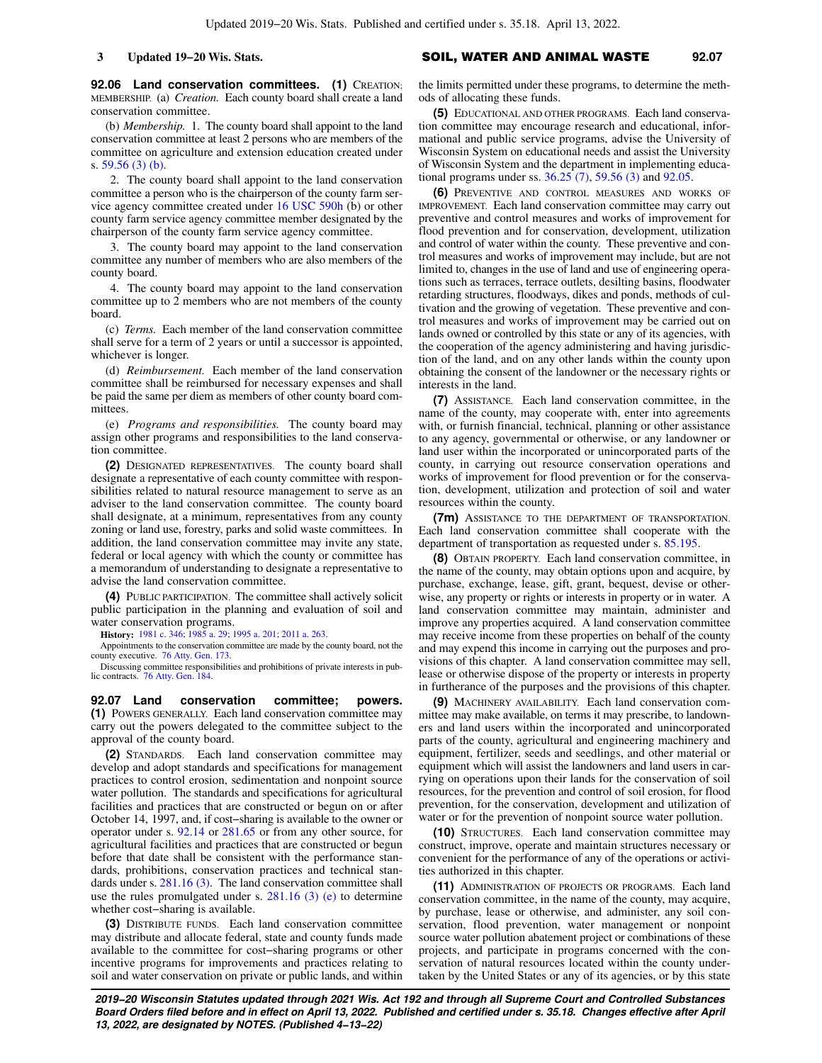**92.06 Land conservation committees.** **(1)** CREATION; MEMBERSHIP. (a) *Creation.* Each county board shall create a land conservation committee.

(b) *Membership.* 1. The county board shall appoint to the land conservation committee at least 2 persons who are members of the committee on agriculture and extension education created under s. 59.56 (3) (b).

2. The county board shall appoint to the land conservation committee a person who is the chairperson of the county farm service agency committee created under 16 USC 590h (b) or other county farm service agency committee member designated by the chairperson of the county farm service agency committee.

3. The county board may appoint to the land conservation committee any number of members who are also members of the county board.

4. The county board may appoint to the land conservation committee up to 2 members who are not members of the county board.

(c) *Terms.* Each member of the land conservation committee shall serve for a term of 2 years or until a successor is appointed, whichever is longer.

(d) *Reimbursement.* Each member of the land conservation committee shall be reimbursed for necessary expenses and shall be paid the same per diem as members of other county board committees.

(e) *Programs and responsibilities.* The county board may assign other programs and responsibilities to the land conservation committee.

**(2)** DESIGNATED REPRESENTATIVES. The county board shall designate a representative of each county committee with responsibilities related to natural resource management to serve as an adviser to the land conservation committee. The county board shall designate, at a minimum, representatives from any county zoning or land use, forestry, parks and solid waste committees. In addition, the land conservation committee may invite any state, federal or local agency with which the county or committee has a memorandum of understanding to designate a representative to advise the land conservation committee.

**(4)** PUBLIC PARTICIPATION. The committee shall actively solicit public participation in the planning and evaluation of soil and water conservation programs.

**History:** 1981 c. 346; 1985 a. 29; 1995 a. 201; 2011 a. 263.

Appointments to the conservation committee are made by the county board, not the county executive. 76 Atty. Gen. 173.

Discussing committee responsibilities and prohibitions of private interests in public contracts. 76 Atty. Gen. 184.

**92.07 Land conservation committee; powers.** **(1)** POWERS GENERALLY. Each land conservation committee may carry out the powers delegated to the committee subject to the approval of the county board.

**(2)** STANDARDS. Each land conservation committee may develop and adopt standards and specifications for management practices to control erosion, sedimentation and nonpoint source water pollution. The standards and specifications for agricultural facilities and practices that are constructed or begun on or after October 14, 1997, and, if cost−sharing is available to the owner or operator under s. 92.14 or 281.65 or from any other source, for agricultural facilities and practices that are constructed or begun before that date shall be consistent with the performance standards, prohibitions, conservation practices and technical standards under s. 281.16 (3). The land conservation committee shall use the rules promulgated under s. 281.16 (3) (e) to determine whether cost−sharing is available.

**(3)** DISTRIBUTE FUNDS. Each land conservation committee may distribute and allocate federal, state and county funds made available to the committee for cost−sharing programs or other incentive programs for improvements and practices relating to soil and water conservation on private or public lands, and within the limits permitted under these programs, to determine the methods of allocating these funds.

**(5)** EDUCATIONAL AND OTHER PROGRAMS. Each land conservation committee may encourage research and educational, informational and public service programs, advise the University of Wisconsin System on educational needs and assist the University of Wisconsin System and the department in implementing educational programs under ss. 36.25 (7), 59.56 (3) and 92.05.

**(6)** PREVENTIVE AND CONTROL MEASURES AND WORKS OF IMPROVEMENT. Each land conservation committee may carry out preventive and control measures and works of improvement for flood prevention and for conservation, development, utilization and control of water within the county. These preventive and control measures and works of improvement may include, but are not limited to, changes in the use of land and use of engineering operations such as terraces, terrace outlets, desilting basins, floodwater retarding structures, floodways, dikes and ponds, methods of cultivation and the growing of vegetation. These preventive and control measures and works of improvement may be carried out on lands owned or controlled by this state or any of its agencies, with the cooperation of the agency administering and having jurisdiction of the land, and on any other lands within the county upon obtaining the consent of the landowner or the necessary rights or interests in the land.

**(7)** ASSISTANCE. Each land conservation committee, in the name of the county, may cooperate with, enter into agreements with, or furnish financial, technical, planning or other assistance to any agency, governmental or otherwise, or any landowner or land user within the incorporated or unincorporated parts of the county, in carrying out resource conservation operations and works of improvement for flood prevention or for the conservation, development, utilization and protection of soil and water resources within the county.

**(7m)** ASSISTANCE TO THE DEPARTMENT OF TRANSPORTATION. Each land conservation committee shall cooperate with the department of transportation as requested under s. 85.195.

**(8)** OBTAIN PROPERTY. Each land conservation committee, in the name of the county, may obtain options upon and acquire, by purchase, exchange, lease, gift, grant, bequest, devise or otherwise, any property or rights or interests in property or in water. A land conservation committee may maintain, administer and improve any properties acquired. A land conservation committee may receive income from these properties on behalf of the county and may expend this income in carrying out the purposes and provisions of this chapter. A land conservation committee may sell, lease or otherwise dispose of the property or interests in property in furtherance of the purposes and the provisions of this chapter.

**(9)** MACHINERY AVAILABILITY. Each land conservation committee may make available, on terms it may prescribe, to landowners and land users within the incorporated and unincorporated parts of the county, agricultural and engineering machinery and equipment, fertilizer, seeds and seedlings, and other material or equipment which will assist the landowners and land users in carrying on operations upon their lands for the conservation of soil resources, for the prevention and control of soil erosion, for flood prevention, for the conservation, development and utilization of water or for the prevention of nonpoint source water pollution.

**(10)** STRUCTURES. Each land conservation committee may construct, improve, operate and maintain structures necessary or convenient for the performance of any of the operations or activities authorized in this chapter.

**(11)** ADMINISTRATION OF PROJECTS OR PROGRAMS. Each land conservation committee, in the name of the county, may acquire, by purchase, lease or otherwise, and administer, any soil conservation, flood prevention, water management or nonpoint source water pollution abatement project or combinations of these projects, and participate in programs concerned with the conservation of natural resources located within the county undertaken by the United States or any of its agencies, or by this state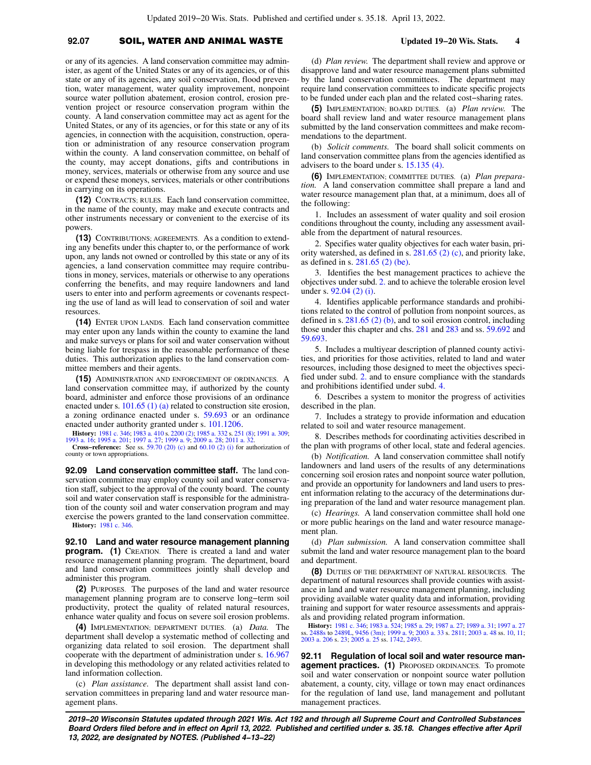or any of its agencies. A land conservation committee may administer, as agent of the United States or any of its agencies, or of this state or any of its agencies, any soil conservation, flood prevention, water management, water quality improvement, nonpoint source water pollution abatement, erosion control, erosion prevention project or resource conservation program within the county. A land conservation committee may act as agent for the United States, or any of its agencies, or for this state or any of its agencies, in connection with the acquisition, construction, operation or administration of any resource conservation program within the county. A land conservation committee, on behalf of the county, may accept donations, gifts and contributions in money, services, materials or otherwise from any source and use or expend these moneys, services, materials or other contributions in carrying on its operations.

**(12)** CONTRACTS; RULES. Each land conservation committee, in the name of the county, may make and execute contracts and other instruments necessary or convenient to the exercise of its powers.

**(13)** CONTRIBUTIONS; AGREEMENTS. As a condition to extending any benefits under this chapter to, or the performance of work upon, any lands not owned or controlled by this state or any of its agencies, a land conservation committee may require contributions in money, services, materials or otherwise to any operations conferring the benefits, and may require landowners and land users to enter into and perform agreements or covenants respecting the use of land as will lead to conservation of soil and water resources.

**(14)** ENTER UPON LANDS. Each land conservation committee may enter upon any lands within the county to examine the land and make surveys or plans for soil and water conservation without being liable for trespass in the reasonable performance of these duties. This authorization applies to the land conservation committee members and their agents.

**(15)** ADMINISTRATION AND ENFORCEMENT OF ORDINANCES. A land conservation committee may, if authorized by the county board, administer and enforce those provisions of an ordinance enacted under s. 101.65 (1) (a) related to construction site erosion, a zoning ordinance enacted under s. 59.693 or an ordinance enacted under authority granted under s. 101.1206.

**History:** 1981 c. 346; 1983 a. 410 s. 2200 (2); 1985 a. 332 s. 251 (8); 1991 a. 309; 1993 a. 16; 1995 a. 201; 1997 a. 27; 1999 a. 9; 2009 a. 28; 2011 a. 32.

**Cross−reference:** See ss. 59.70 (20) (c) and 60.10 (2) (i) for authorization of county or town appropriations.

**92.09 Land conservation committee staff.** The land conservation committee may employ county soil and water conservation staff, subject to the approval of the county board. The county soil and water conservation staff is responsible for the administration of the county soil and water conservation program and may exercise the powers granted to the land conservation committee.

**History:** 1981 c. 346.

**92.10 Land and water resource management planning program.** **(1)** CREATION. There is created a land and water resource management planning program. The department, board and land conservation committees jointly shall develop and administer this program.

**(2)** PURPOSES. The purposes of the land and water resource management planning program are to conserve long−term soil productivity, protect the quality of related natural resources, enhance water quality and focus on severe soil erosion problems.

**(4)** IMPLEMENTATION; DEPARTMENT DUTIES. (a) *Data.* The department shall develop a systematic method of collecting and organizing data related to soil erosion. The department shall cooperate with the department of administration under s. 16.967 in developing this methodology or any related activities related to land information collection.

(c) *Plan assistance.* The department shall assist land conservation committees in preparing land and water resource management plans.

(d) *Plan review.* The department shall review and approve or disapprove land and water resource management plans submitted by the land conservation committees. The department may require land conservation committees to indicate specific projects to be funded under each plan and the related cost−sharing rates.

**(5)** IMPLEMENTATION; BOARD DUTIES. (a) *Plan review.* The board shall review land and water resource management plans submitted by the land conservation committees and make recommendations to the department.

(b) *Solicit comments.* The board shall solicit comments on land conservation committee plans from the agencies identified as advisers to the board under s. 15.135 (4).

**(6)** IMPLEMENTATION; COMMITTEE DUTIES. (a) *Plan preparation.* A land conservation committee shall prepare a land and water resource management plan that, at a minimum, does all of the following:

1. Includes an assessment of water quality and soil erosion conditions throughout the county, including any assessment available from the department of natural resources.

2. Specifies water quality objectives for each water basin, priority watershed, as defined in s. 281.65 (2) (c), and priority lake, as defined in s. 281.65 (2) (be).

3. Identifies the best management practices to achieve the objectives under subd. 2. and to achieve the tolerable erosion level under s. 92.04 (2) (i).

4. Identifies applicable performance standards and prohibitions related to the control of pollution from nonpoint sources, as defined in s. 281.65 (2) (b), and to soil erosion control, including those under this chapter and chs. 281 and 283 and ss. 59.692 and 59.693.

5. Includes a multiyear description of planned county activities, and priorities for those activities, related to land and water resources, including those designed to meet the objectives specified under subd. 2. and to ensure compliance with the standards and prohibitions identified under subd. 4.

6. Describes a system to monitor the progress of activities described in the plan.

7. Includes a strategy to provide information and education related to soil and water resource management.

8. Describes methods for coordinating activities described in the plan with programs of other local, state and federal agencies.

(b) *Notification.* A land conservation committee shall notify landowners and land users of the results of any determinations concerning soil erosion rates and nonpoint source water pollution, and provide an opportunity for landowners and land users to present information relating to the accuracy of the determinations during preparation of the land and water resource management plan.

(c) *Hearings.* A land conservation committee shall hold one or more public hearings on the land and water resource management plan.

(d) *Plan submission.* A land conservation committee shall submit the land and water resource management plan to the board and department.

**(8)** DUTIES OF THE DEPARTMENT OF NATURAL RESOURCES. The department of natural resources shall provide counties with assistance in land and water resource management planning, including providing available water quality data and information, providing training and support for water resource assessments and appraisals and providing related program information.

**History:** 1981 c. 346; 1983 a. 524; 1985 a. 29; 1987 a. 27; 1989 a. 31; 1997 a. 27 ss. 2488s to 2489L, 9456 (3m); 1999 a. 9; 2003 a. 33 s. 2811; 2003 a. 48 ss. 10, 11; 2003 a. 206 s. 23; 2005 a. 25 ss. 1742, 2493.

**92.11 Regulation of local soil and water resource management practices.** **(1)** PROPOSED ORDINANCES. To promote soil and water conservation or nonpoint source water pollution abatement, a county, city, village or town may enact ordinances for the regulation of land use, land management and pollutant management practices.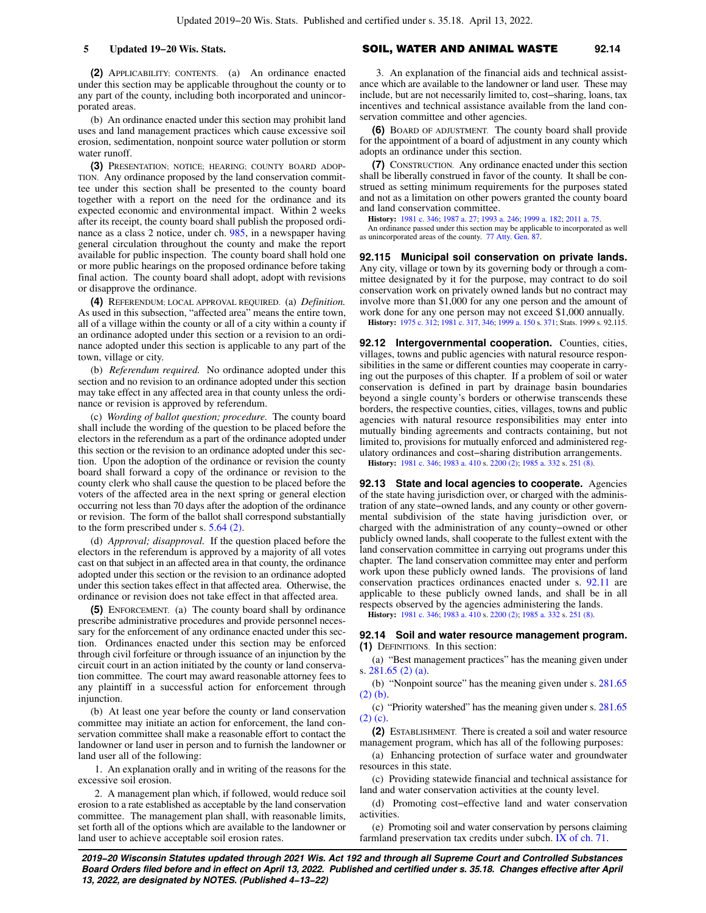**(2)** Applicability; contents. (a) An ordinance enacted under this section may be applicable throughout the county or to any part of the county, including both incorporated and unincorporated areas.

(b) An ordinance enacted under this section may prohibit land uses and land management practices which cause excessive soil erosion, sedimentation, nonpoint source water pollution or storm water runoff.

**(3)** Presentation; notice; hearing; county board adoption. Any ordinance proposed by the land conservation committee under this section shall be presented to the county board together with a report on the need for the ordinance and its expected economic and environmental impact. Within 2 weeks after its receipt, the county board shall publish the proposed ordinance as a class 2 notice, under ch. 985, in a newspaper having general circulation throughout the county and make the report available for public inspection. The county board shall hold one or more public hearings on the proposed ordinance before taking final action. The county board shall adopt, adopt with revisions or disapprove the ordinance.

**(4)** Referendum; local approval required. (a) *Definition.* As used in this subsection, "affected area" means the entire town, all of a village within the county or all of a city within a county if an ordinance adopted under this section or a revision to an ordinance adopted under this section is applicable to any part of the town, village or city.

(b) *Referendum required.* No ordinance adopted under this section and no revision to an ordinance adopted under this section may take effect in any affected area in that county unless the ordinance or revision is approved by referendum.

(c) *Wording of ballot question; procedure.* The county board shall include the wording of the question to be placed before the electors in the referendum as a part of the ordinance adopted under this section or the revision to an ordinance adopted under this section. Upon the adoption of the ordinance or revision the county board shall forward a copy of the ordinance or revision to the county clerk who shall cause the question to be placed before the voters of the affected area in the next spring or general election occurring not less than 70 days after the adoption of the ordinance or revision. The form of the ballot shall correspond substantially to the form prescribed under s. 5.64 (2).

(d) *Approval; disapproval.* If the question placed before the electors in the referendum is approved by a majority of all votes cast on that subject in an affected area in that county, the ordinance adopted under this section or the revision to an ordinance adopted under this section takes effect in that affected area. Otherwise, the ordinance or revision does not take effect in that affected area.

**(5)** Enforcement. (a) The county board shall by ordinance prescribe administrative procedures and provide personnel necessary for the enforcement of any ordinance enacted under this section. Ordinances enacted under this section may be enforced through civil forfeiture or through issuance of an injunction by the circuit court in an action initiated by the county or land conservation committee. The court may award reasonable attorney fees to any plaintiff in a successful action for enforcement through injunction.

(b) At least one year before the county or land conservation committee may initiate an action for enforcement, the land conservation committee shall make a reasonable effort to contact the landowner or land user in person and to furnish the landowner or land user all of the following:

1. An explanation orally and in writing of the reasons for the excessive soil erosion.

2. A management plan which, if followed, would reduce soil erosion to a rate established as acceptable by the land conservation committee. The management plan shall, with reasonable limits, set forth all of the options which are available to the landowner or land user to achieve acceptable soil erosion rates.

3. An explanation of the financial aids and technical assistance which are available to the landowner or land user. These may include, but are not necessarily limited to, cost-sharing, loans, tax incentives and technical assistance available from the land conservation committee and other agencies.

**(6)** Board of adjustment. The county board shall provide for the appointment of a board of adjustment in any county which adopts an ordinance under this section.

**(7)** Construction. Any ordinance enacted under this section shall be liberally construed in favor of the county. It shall be construed as setting minimum requirements for the purposes stated and not as a limitation on other powers granted the county board and land conservation committee.

**History:** 1981 c. 346; 1987 a. 27; 1993 a. 246; 1999 a. 182; 2011 a. 75.

An ordinance passed under this section may be applicable to incorporated as well as unincorporated areas of the county. 77 Atty. Gen. 87.

**92.115 Municipal soil conservation on private lands.** Any city, village or town by its governing body or through a committee designated by it for the purpose, may contract to do soil conservation work on privately owned lands but no contract may involve more than $1,000 for any one person and the amount of work done for any one person may not exceed $1,000 annually.

**History:** 1975 c. 312; 1981 c. 317, 346; 1999 a. 150 s. 371; Stats. 1999 s. 92.115.

**92.12 Intergovernmental cooperation.** Counties, cities, villages, towns and public agencies with natural resource responsibilities in the same or different counties may cooperate in carrying out the purposes of this chapter. If a problem of soil or water conservation is defined in part by drainage basin boundaries beyond a single county's borders or otherwise transcends these borders, the respective counties, cities, villages, towns and public agencies with natural resource responsibilities may enter into mutually binding agreements and contracts containing, but not limited to, provisions for mutually enforced and administered regulatory ordinances and cost-sharing distribution arrangements.

**History:** 1981 c. 346; 1983 a. 410 s. 2200 (2); 1985 a. 332 s. 251 (8).

**92.13 State and local agencies to cooperate.** Agencies of the state having jurisdiction over, or charged with the administration of any state-owned lands, and any county or other governmental subdivision of the state having jurisdiction over, or charged with the administration of any county-owned or other publicly owned lands, shall cooperate to the fullest extent with the land conservation committee in carrying out programs under this chapter. The land conservation committee may enter and perform work upon these publicly owned lands. The provisions of land conservation practices ordinances enacted under s. 92.11 are applicable to these publicly owned lands, and shall be in all respects observed by the agencies administering the lands.

**History:** 1981 c. 346; 1983 a. 410 s. 2200 (2); 1985 a. 332 s. 251 (8).

**92.14 Soil and water resource management program.**

**(1)** Definitions. In this section:

(a) "Best management practices" has the meaning given under s. 281.65 (2) (a).

(b) "Nonpoint source" has the meaning given under s. 281.65 (2) (b).

(c) "Priority watershed" has the meaning given under s. 281.65 (2) (c).

**(2)** Establishment. There is created a soil and water resource management program, which has all of the following purposes:

(a) Enhancing protection of surface water and groundwater resources in this state.

(c) Providing statewide financial and technical assistance for land and water conservation activities at the county level.

(d) Promoting cost-effective land and water conservation activities.

(e) Promoting soil and water conservation by persons claiming farmland preservation tax credits under subch. IX of ch. 71.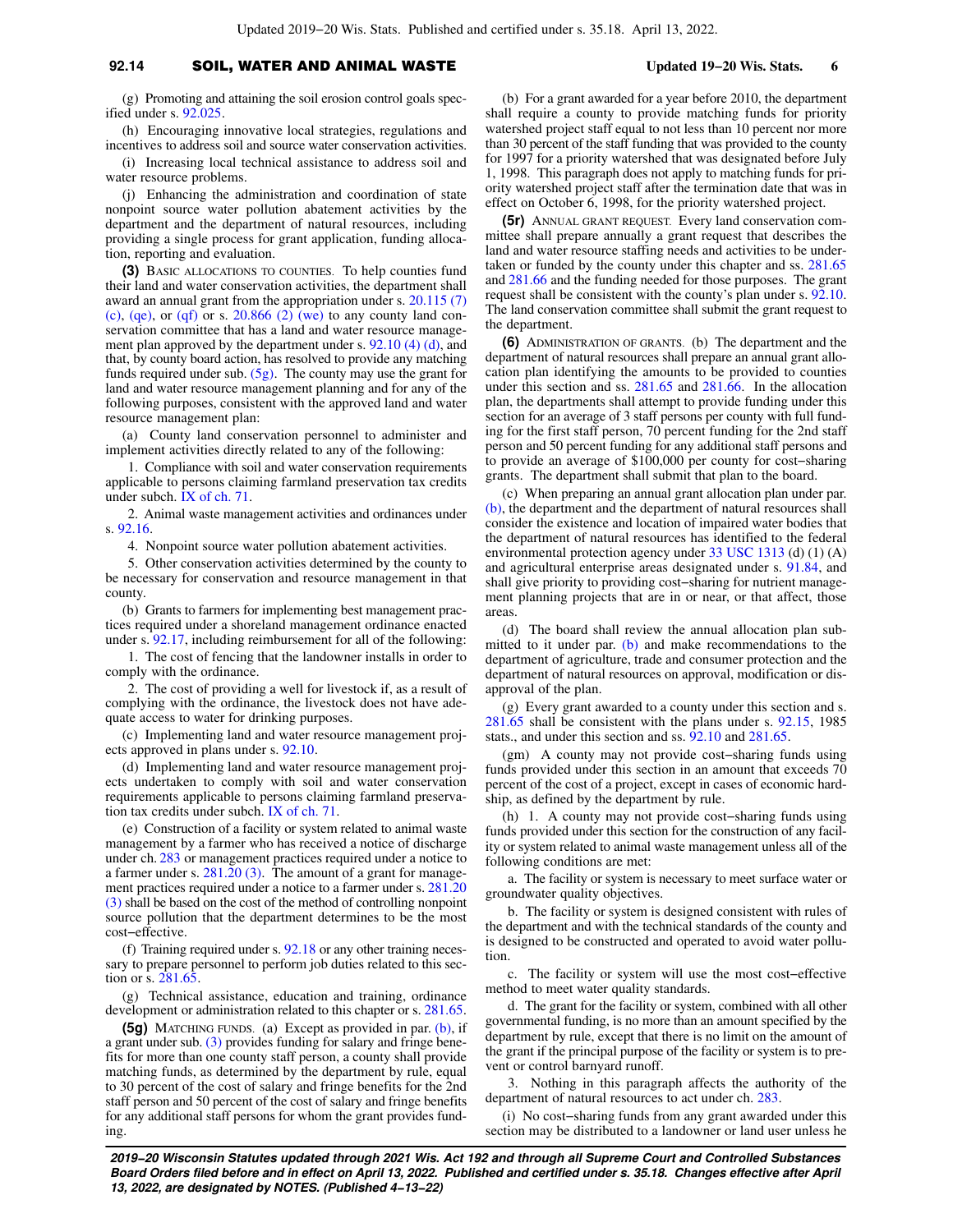(g) Promoting and attaining the soil erosion control goals specified under s. 92.025.

(h) Encouraging innovative local strategies, regulations and incentives to address soil and source water conservation activities.

(i) Increasing local technical assistance to address soil and water resource problems.

(j) Enhancing the administration and coordination of state nonpoint source water pollution abatement activities by the department and the department of natural resources, including providing a single process for grant application, funding allocation, reporting and evaluation.

**(3)** BASIC ALLOCATIONS TO COUNTIES. To help counties fund their land and water conservation activities, the department shall award an annual grant from the appropriation under s. 20.115 (7) (c), (qe), or (qf) or s. 20.866 (2) (we) to any county land conservation committee that has a land and water resource management plan approved by the department under s. 92.10 (4) (d), and that, by county board action, has resolved to provide any matching funds required under sub. (5g). The county may use the grant for land and water resource management planning and for any of the following purposes, consistent with the approved land and water resource management plan:

(a) County land conservation personnel to administer and implement activities directly related to any of the following:

1. Compliance with soil and water conservation requirements applicable to persons claiming farmland preservation tax credits under subch. IX of ch. 71.

2. Animal waste management activities and ordinances under s. 92.16.

4. Nonpoint source water pollution abatement activities.

5. Other conservation activities determined by the county to be necessary for conservation and resource management in that county.

(b) Grants to farmers for implementing best management practices required under a shoreland management ordinance enacted under s. 92.17, including reimbursement for all of the following:

1. The cost of fencing that the landowner installs in order to comply with the ordinance.

2. The cost of providing a well for livestock if, as a result of complying with the ordinance, the livestock does not have adequate access to water for drinking purposes.

(c) Implementing land and water resource management projects approved in plans under s. 92.10.

(d) Implementing land and water resource management projects undertaken to comply with soil and water conservation requirements applicable to persons claiming farmland preservation tax credits under subch. IX of ch. 71.

(e) Construction of a facility or system related to animal waste management by a farmer who has received a notice of discharge under ch. 283 or management practices required under a notice to a farmer under s. 281.20 (3). The amount of a grant for management practices required under a notice to a farmer under s. 281.20 (3) shall be based on the cost of the method of controlling nonpoint source pollution that the department determines to be the most cost−effective.

(f) Training required under s. 92.18 or any other training necessary to prepare personnel to perform job duties related to this section or s. 281.65.

(g) Technical assistance, education and training, ordinance development or administration related to this chapter or s. 281.65.

**(5g)** MATCHING FUNDS. (a) Except as provided in par. (b), if a grant under sub. (3) provides funding for salary and fringe benefits for more than one county staff person, a county shall provide matching funds, as determined by the department by rule, equal to 30 percent of the cost of salary and fringe benefits for the 2nd staff person and 50 percent of the cost of salary and fringe benefits for any additional staff persons for whom the grant provides funding.

(b) For a grant awarded for a year before 2010, the department shall require a county to provide matching funds for priority watershed project staff equal to not less than 10 percent nor more than 30 percent of the staff funding that was provided to the county for 1997 for a priority watershed that was designated before July 1, 1998. This paragraph does not apply to matching funds for priority watershed project staff after the termination date that was in effect on October 6, 1998, for the priority watershed project.

**(5r)** ANNUAL GRANT REQUEST. Every land conservation committee shall prepare annually a grant request that describes the land and water resource staffing needs and activities to be undertaken or funded by the county under this chapter and ss. 281.65 and 281.66 and the funding needed for those purposes. The grant request shall be consistent with the county's plan under s. 92.10. The land conservation committee shall submit the grant request to the department.

**(6)** ADMINISTRATION OF GRANTS. (b) The department and the department of natural resources shall prepare an annual grant allocation plan identifying the amounts to be provided to counties under this section and ss. 281.65 and 281.66. In the allocation plan, the departments shall attempt to provide funding under this section for an average of 3 staff persons per county with full funding for the first staff person, 70 percent funding for the 2nd staff person and 50 percent funding for any additional staff persons and to provide an average of $100,000 per county for cost−sharing grants. The department shall submit that plan to the board.

(c) When preparing an annual grant allocation plan under par. (b), the department and the department of natural resources shall consider the existence and location of impaired water bodies that the department of natural resources has identified to the federal environmental protection agency under 33 USC 1313 (d) (1) (A) and agricultural enterprise areas designated under s. 91.84, and shall give priority to providing cost−sharing for nutrient management planning projects that are in or near, or that affect, those areas.

(d) The board shall review the annual allocation plan submitted to it under par. (b) and make recommendations to the department of agriculture, trade and consumer protection and the department of natural resources on approval, modification or disapproval of the plan.

(g) Every grant awarded to a county under this section and s. 281.65 shall be consistent with the plans under s. 92.15, 1985 stats., and under this section and ss. 92.10 and 281.65.

(gm) A county may not provide cost−sharing funds using funds provided under this section in an amount that exceeds 70 percent of the cost of a project, except in cases of economic hardship, as defined by the department by rule.

(h) 1. A county may not provide cost−sharing funds using funds provided under this section for the construction of any facility or system related to animal waste management unless all of the following conditions are met:

a. The facility or system is necessary to meet surface water or groundwater quality objectives.

b. The facility or system is designed consistent with rules of the department and with the technical standards of the county and is designed to be constructed and operated to avoid water pollution.

c. The facility or system will use the most cost−effective method to meet water quality standards.

d. The grant for the facility or system, combined with all other governmental funding, is no more than an amount specified by the department by rule, except that there is no limit on the amount of the grant if the principal purpose of the facility or system is to prevent or control barnyard runoff.

3. Nothing in this paragraph affects the authority of the department of natural resources to act under ch. 283.

(i) No cost−sharing funds from any grant awarded under this section may be distributed to a landowner or land user unless he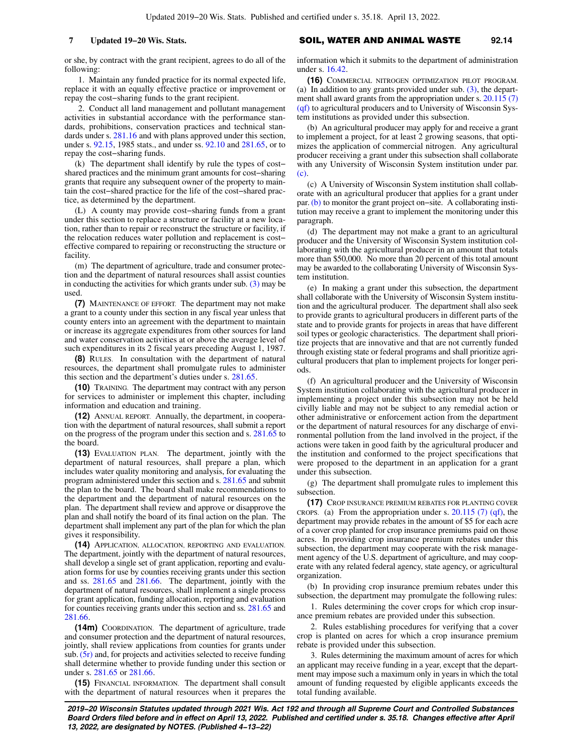or she, by contract with the grant recipient, agrees to do all of the following:

1. Maintain any funded practice for its normal expected life, replace it with an equally effective practice or improvement or repay the cost−sharing funds to the grant recipient.

2. Conduct all land management and pollutant management activities in substantial accordance with the performance standards, prohibitions, conservation practices and technical standards under s. 281.16 and with plans approved under this section, under s. 92.15, 1985 stats., and under ss. 92.10 and 281.65, or to repay the cost−sharing funds.

(k) The department shall identify by rule the types of cost−shared practices and the minimum grant amounts for cost−sharing grants that require any subsequent owner of the property to maintain the cost−shared practice for the life of the cost−shared practice, as determined by the department.

(L) A county may provide cost−sharing funds from a grant under this section to replace a structure or facility at a new location, rather than to repair or reconstruct the structure or facility, if the relocation reduces water pollution and replacement is cost−effective compared to repairing or reconstructing the structure or facility.

(m) The department of agriculture, trade and consumer protection and the department of natural resources shall assist counties in conducting the activities for which grants under sub. (3) may be used.

**(7)** MAINTENANCE OF EFFORT. The department may not make a grant to a county under this section in any fiscal year unless that county enters into an agreement with the department to maintain or increase its aggregate expenditures from other sources for land and water conservation activities at or above the average level of such expenditures in its 2 fiscal years preceding August 1, 1987.

**(8)** RULES. In consultation with the department of natural resources, the department shall promulgate rules to administer this section and the department's duties under s. 281.65.

**(10)** TRAINING. The department may contract with any person for services to administer or implement this chapter, including information and education and training.

**(12)** ANNUAL REPORT. Annually, the department, in cooperation with the department of natural resources, shall submit a report on the progress of the program under this section and s. 281.65 to the board.

**(13)** EVALUATION PLAN. The department, jointly with the department of natural resources, shall prepare a plan, which includes water quality monitoring and analysis, for evaluating the program administered under this section and s. 281.65 and submit the plan to the board. The board shall make recommendations to the department and the department of natural resources on the plan. The department shall review and approve or disapprove the plan and shall notify the board of its final action on the plan. The department shall implement any part of the plan for which the plan gives it responsibility.

**(14)** APPLICATION, ALLOCATION, REPORTING AND EVALUATION. The department, jointly with the department of natural resources, shall develop a single set of grant application, reporting and evaluation forms for use by counties receiving grants under this section and ss. 281.65 and 281.66. The department, jointly with the department of natural resources, shall implement a single process for grant application, funding allocation, reporting and evaluation for counties receiving grants under this section and ss. 281.65 and 281.66.

**(14m)** COORDINATION. The department of agriculture, trade and consumer protection and the department of natural resources, jointly, shall review applications from counties for grants under sub. (5r) and, for projects and activities selected to receive funding shall determine whether to provide funding under this section or under s. 281.65 or 281.66.

**(15)** FINANCIAL INFORMATION. The department shall consult with the department of natural resources when it prepares the information which it submits to the department of administration under s. 16.42.

**(16)** COMMERCIAL NITROGEN OPTIMIZATION PILOT PROGRAM. (a) In addition to any grants provided under sub. (3), the department shall award grants from the appropriation under s. 20.115 (7) (qf) to agricultural producers and to University of Wisconsin System institutions as provided under this subsection.

(b) An agricultural producer may apply for and receive a grant to implement a project, for at least 2 growing seasons, that optimizes the application of commercial nitrogen. Any agricultural producer receiving a grant under this subsection shall collaborate with any University of Wisconsin System institution under par. (c).

(c) A University of Wisconsin System institution shall collaborate with an agricultural producer that applies for a grant under par. (b) to monitor the grant project on−site. A collaborating institution may receive a grant to implement the monitoring under this paragraph.

(d) The department may not make a grant to an agricultural producer and the University of Wisconsin System institution collaborating with the agricultural producer in an amount that totals more than $50,000. No more than 20 percent of this total amount may be awarded to the collaborating University of Wisconsin System institution.

(e) In making a grant under this subsection, the department shall collaborate with the University of Wisconsin System institution and the agricultural producer. The department shall also seek to provide grants to agricultural producers in different parts of the state and to provide grants for projects in areas that have different soil types or geologic characteristics. The department shall prioritize projects that are innovative and that are not currently funded through existing state or federal programs and shall prioritize agricultural producers that plan to implement projects for longer periods.

(f) An agricultural producer and the University of Wisconsin System institution collaborating with the agricultural producer in implementing a project under this subsection may not be held civilly liable and may not be subject to any remedial action or other administrative or enforcement action from the department or the department of natural resources for any discharge of environmental pollution from the land involved in the project, if the actions were taken in good faith by the agricultural producer and the institution and conformed to the project specifications that were proposed to the department in an application for a grant under this subsection.

(g) The department shall promulgate rules to implement this subsection.

**(17)** CROP INSURANCE PREMIUM REBATES FOR PLANTING COVER CROPS. (a) From the appropriation under s. 20.115 (7) (qf), the department may provide rebates in the amount of $5 for each acre of a cover crop planted for crop insurance premiums paid on those acres. In providing crop insurance premium rebates under this subsection, the department may cooperate with the risk management agency of the U.S. department of agriculture, and may cooperate with any related federal agency, state agency, or agricultural organization.

(b) In providing crop insurance premium rebates under this subsection, the department may promulgate the following rules:

1. Rules determining the cover crops for which crop insurance premium rebates are provided under this subsection.

2. Rules establishing procedures for verifying that a cover crop is planted on acres for which a crop insurance premium rebate is provided under this subsection.

3. Rules determining the maximum amount of acres for which an applicant may receive funding in a year, except that the department may impose such a maximum only in years in which the total amount of funding requested by eligible applicants exceeds the total funding available.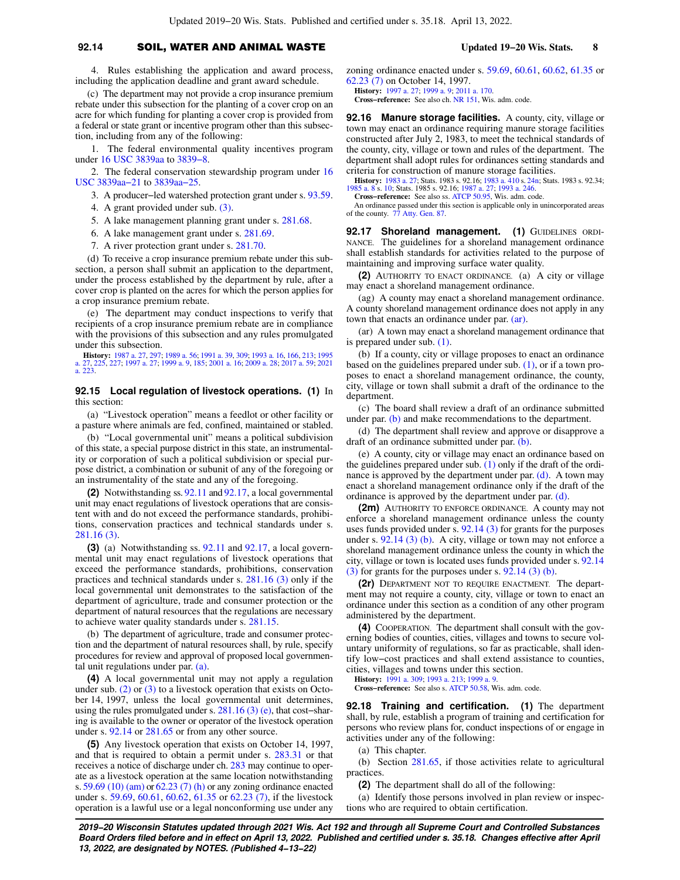4. Rules establishing the application and award process, including the application deadline and grant award schedule.

(c) The department may not provide a crop insurance premium rebate under this subsection for the planting of a cover crop on an acre for which funding for planting a cover crop is provided from a federal or state grant or incentive program other than this subsection, including from any of the following:

1. The federal environmental quality incentives program under 16 USC 3839aa to 3839−8.

2. The federal conservation stewardship program under 16 USC 3839aa−21 to 3839aa−25.

3. A producer−led watershed protection grant under s. 93.59.

4. A grant provided under sub. (3).

5. A lake management planning grant under s. 281.68.

6. A lake management grant under s. 281.69.

7. A river protection grant under s. 281.70.

(d) To receive a crop insurance premium rebate under this subsection, a person shall submit an application to the department, under the process established by the department by rule, after a cover crop is planted on the acres for which the person applies for a crop insurance premium rebate.

(e) The department may conduct inspections to verify that recipients of a crop insurance premium rebate are in compliance with the provisions of this subsection and any rules promulgated under this subsection.

**History:** 1987 a. 27, 297; 1989 a. 56; 1991 a. 39, 309; 1993 a. 16, 166, 213; 1995 a. 27, 225, 227; 1997 a. 27; 1999 a. 9, 185; 2001 a. 16; 2009 a. 28; 2017 a. 59; 2021 a. 223.

**92.15 Local regulation of livestock operations.** **(1)** In this section:

(a) "Livestock operation" means a feedlot or other facility or a pasture where animals are fed, confined, maintained or stabled.

(b) "Local governmental unit" means a political subdivision of this state, a special purpose district in this state, an instrumentality or corporation of such a political subdivision or special purpose district, a combination or subunit of any of the foregoing or an instrumentality of the state and any of the foregoing.

**(2)** Notwithstanding ss. 92.11 and 92.17, a local governmental unit may enact regulations of livestock operations that are consistent with and do not exceed the performance standards, prohibitions, conservation practices and technical standards under s. 281.16 (3).

**(3)** (a) Notwithstanding ss. 92.11 and 92.17, a local governmental unit may enact regulations of livestock operations that exceed the performance standards, prohibitions, conservation practices and technical standards under s. 281.16 (3) only if the local governmental unit demonstrates to the satisfaction of the department of agriculture, trade and consumer protection or the department of natural resources that the regulations are necessary to achieve water quality standards under s. 281.15.

(b) The department of agriculture, trade and consumer protection and the department of natural resources shall, by rule, specify procedures for review and approval of proposed local governmental unit regulations under par. (a).

**(4)** A local governmental unit may not apply a regulation under sub. (2) or (3) to a livestock operation that exists on October 14, 1997, unless the local governmental unit determines, using the rules promulgated under s. 281.16 (3) (e), that cost−sharing is available to the owner or operator of the livestock operation under s. 92.14 or 281.65 or from any other source.

**(5)** Any livestock operation that exists on October 14, 1997, and that is required to obtain a permit under s. 283.31 or that receives a notice of discharge under ch. 283 may continue to operate as a livestock operation at the same location notwithstanding s. 59.69 (10) (am) or 62.23 (7) (h) or any zoning ordinance enacted under s. 59.69, 60.61, 60.62, 61.35 or 62.23 (7), if the livestock operation is a lawful use or a legal nonconforming use under any zoning ordinance enacted under s. 59.69, 60.61, 60.62, 61.35 or 62.23 (7) on October 14, 1997.

**History:** 1997 a. 27; 1999 a. 9; 2011 a. 170.

**Cross−reference:** See also ch. NR 151, Wis. adm. code.

**92.16 Manure storage facilities.** A county, city, village or town may enact an ordinance requiring manure storage facilities constructed after July 2, 1983, to meet the technical standards of the county, city, village or town and rules of the department. The department shall adopt rules for ordinances setting standards and criteria for construction of manure storage facilities.

**History:** 1983 a. 27; Stats. 1983 s. 92.16; 1983 a. 410 s. 24n; Stats. 1983 s. 92.34; 1985 a. 8 s. 10; Stats. 1985 s. 92.16; 1987 a. 27; 1993 a. 246.

**Cross−reference:** See also ss. ATCP 50.95, Wis. adm. code.

An ordinance passed under this section is applicable only in unincorporated areas of the county. 77 Atty. Gen. 87.

**92.17 Shoreland management.** **(1)** GUIDELINES ORDINANCE. The guidelines for a shoreland management ordinance shall establish standards for activities related to the purpose of maintaining and improving surface water quality.

**(2)** AUTHORITY TO ENACT ORDINANCE. (a) A city or village may enact a shoreland management ordinance.

(ag) A county may enact a shoreland management ordinance. A county shoreland management ordinance does not apply in any town that enacts an ordinance under par. (ar).

(ar) A town may enact a shoreland management ordinance that is prepared under sub. (1).

(b) If a county, city or village proposes to enact an ordinance based on the guidelines prepared under sub. (1), or if a town proposes to enact a shoreland management ordinance, the county, city, village or town shall submit a draft of the ordinance to the department.

(c) The board shall review a draft of an ordinance submitted under par. (b) and make recommendations to the department.

(d) The department shall review and approve or disapprove a draft of an ordinance submitted under par. (b).

(e) A county, city or village may enact an ordinance based on the guidelines prepared under sub. (1) only if the draft of the ordinance is approved by the department under par. (d). A town may enact a shoreland management ordinance only if the draft of the ordinance is approved by the department under par. (d).

**(2m)** AUTHORITY TO ENFORCE ORDINANCE. A county may not enforce a shoreland management ordinance unless the county uses funds provided under s. 92.14 (3) for grants for the purposes under s. 92.14 (3) (b). A city, village or town may not enforce a shoreland management ordinance unless the county in which the city, village or town is located uses funds provided under s. 92.14 (3) for grants for the purposes under s. 92.14 (3) (b).

**(2r)** DEPARTMENT NOT TO REQUIRE ENACTMENT. The department may not require a county, city, village or town to enact an ordinance under this section as a condition of any other program administered by the department.

**(4)** COOPERATION. The department shall consult with the governing bodies of counties, cities, villages and towns to secure voluntary uniformity of regulations, so far as practicable, shall identify low−cost practices and shall extend assistance to counties, cities, villages and towns under this section.

**History:** 1991 a. 309; 1993 a. 213; 1999 a. 9.

**Cross−reference:** See also s. ATCP 50.58, Wis. adm. code.

**92.18 Training and certification.** **(1)** The department shall, by rule, establish a program of training and certification for persons who review plans for, conduct inspections of or engage in activities under any of the following:

(a) This chapter.

(b) Section 281.65, if those activities relate to agricultural practices.

**(2)** The department shall do all of the following:

(a) Identify those persons involved in plan review or inspections who are required to obtain certification.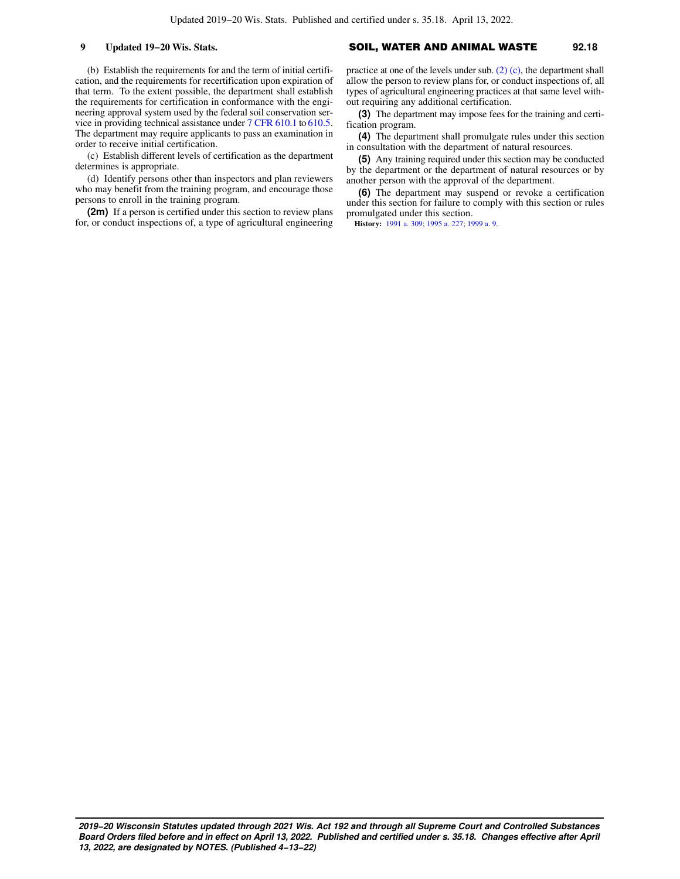(b) Establish the requirements for and the term of initial certification, and the requirements for recertification upon expiration of that term. To the extent possible, the department shall establish the requirements for certification in conformance with the engineering approval system used by the federal soil conservation service in providing technical assistance under 7 CFR 610.1 to 610.5. The department may require applicants to pass an examination in order to receive initial certification.

(c) Establish different levels of certification as the department determines is appropriate.

(d) Identify persons other than inspectors and plan reviewers who may benefit from the training program, and encourage those persons to enroll in the training program.

**(2m)** If a person is certified under this section to review plans for, or conduct inspections of, a type of agricultural engineering practice at one of the levels under sub. (2) (c), the department shall allow the person to review plans for, or conduct inspections of, all types of agricultural engineering practices at that same level without requiring any additional certification.

**(3)** The department may impose fees for the training and certification program.

**(4)** The department shall promulgate rules under this section in consultation with the department of natural resources.

**(5)** Any training required under this section may be conducted by the department or the department of natural resources or by another person with the approval of the department.

**(6)** The department may suspend or revoke a certification under this section for failure to comply with this section or rules promulgated under this section.

**History:** 1991 a. 309; 1995 a. 227; 1999 a. 9.